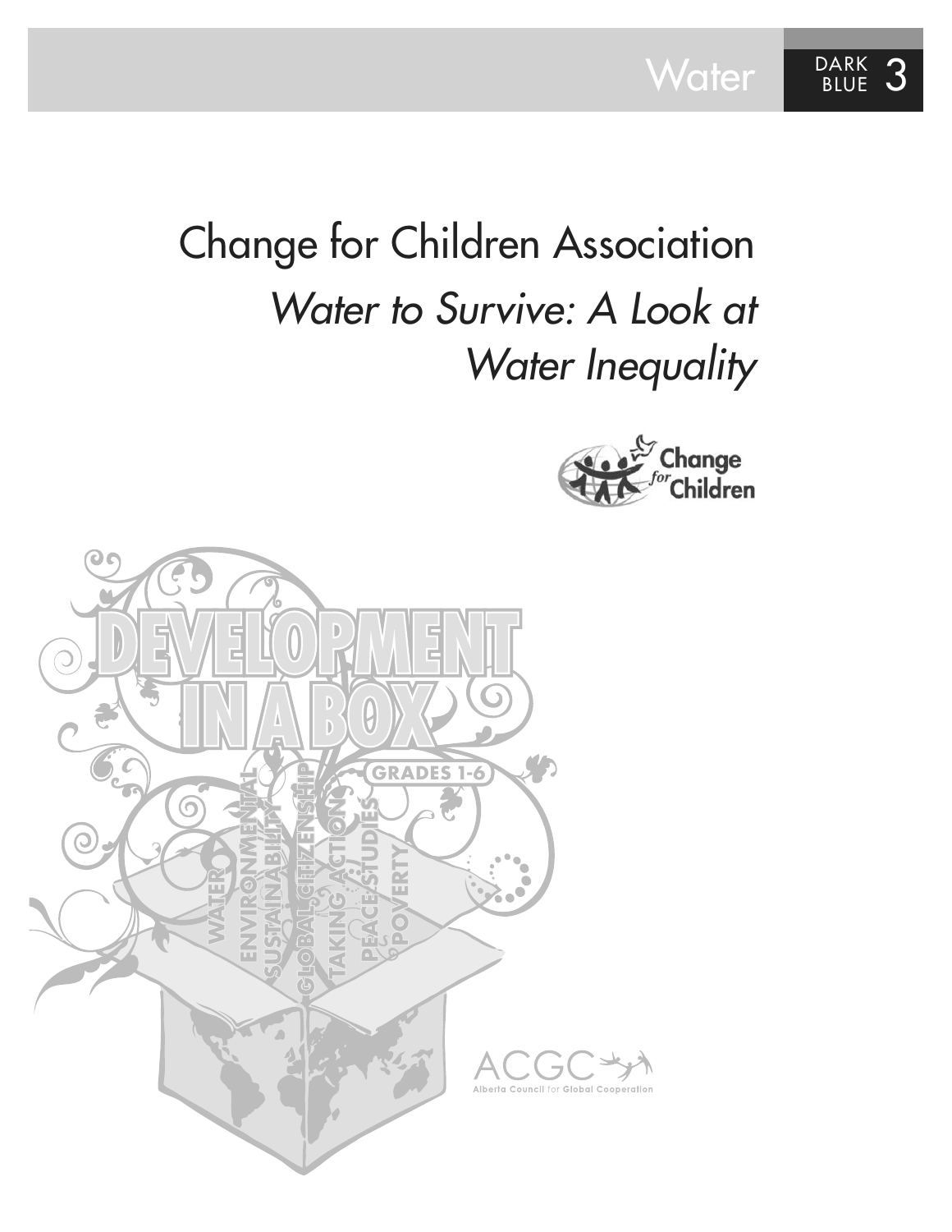Water DARK BLUE 3

# Change for Children Association

## *Water to Survive: A Look at Water Inequality*

Change for Children

DEVELOPMENT IN A BOX

GRADES 1-6

WATER ENVIRONMENTAL SUSTAINABILITY GLOBAL CITIZENSHIP TAKING ACTION PEACE STUDIES POVERTY

ACGC Alberta Council for Global Cooperation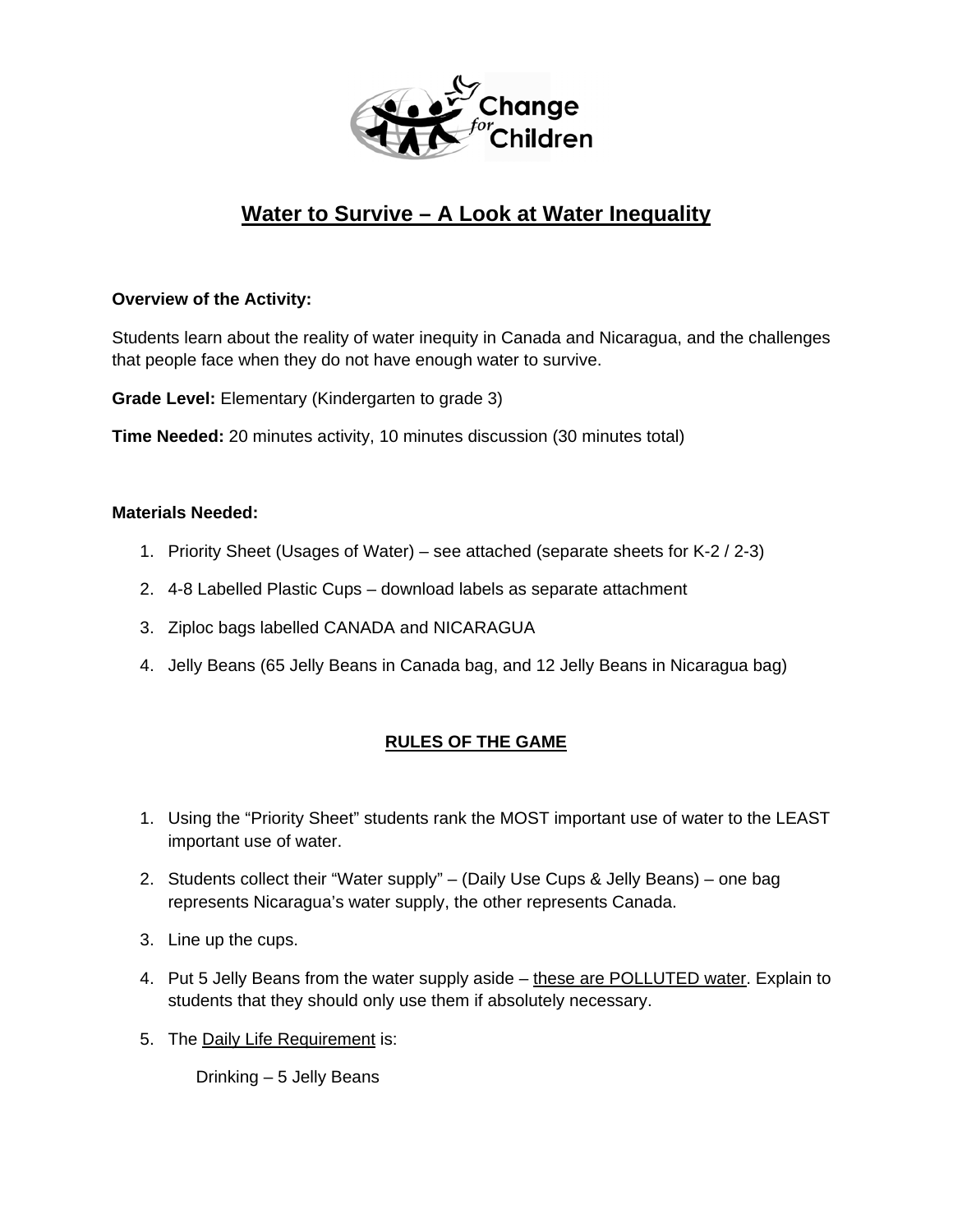# Water to Survive – A Look at Water Inequality

**Overview of the Activity:**

Students learn about the reality of water inequity in Canada and Nicaragua, and the challenges that people face when they do not have enough water to survive.

**Grade Level:** Elementary (Kindergarten to grade 3)

**Time Needed:** 20 minutes activity, 10 minutes discussion (30 minutes total)

**Materials Needed:**

1. Priority Sheet (Usages of Water) – see attached (separate sheets for K-2 / 2-3)
2. 4-8 Labelled Plastic Cups – download labels as separate attachment
3. Ziploc bags labelled CANADA and NICARAGUA
4. Jelly Beans (65 Jelly Beans in Canada bag, and 12 Jelly Beans in Nicaragua bag)

## RULES OF THE GAME

1. Using the "Priority Sheet" students rank the MOST important use of water to the LEAST important use of water.
2. Students collect their "Water supply" – (Daily Use Cups & Jelly Beans) – one bag represents Nicaragua's water supply, the other represents Canada.
3. Line up the cups.
4. Put 5 Jelly Beans from the water supply aside – these are POLLUTED water. Explain to students that they should only use them if absolutely necessary.
5. The Daily Life Requirement is:

   Drinking – 5 Jelly Beans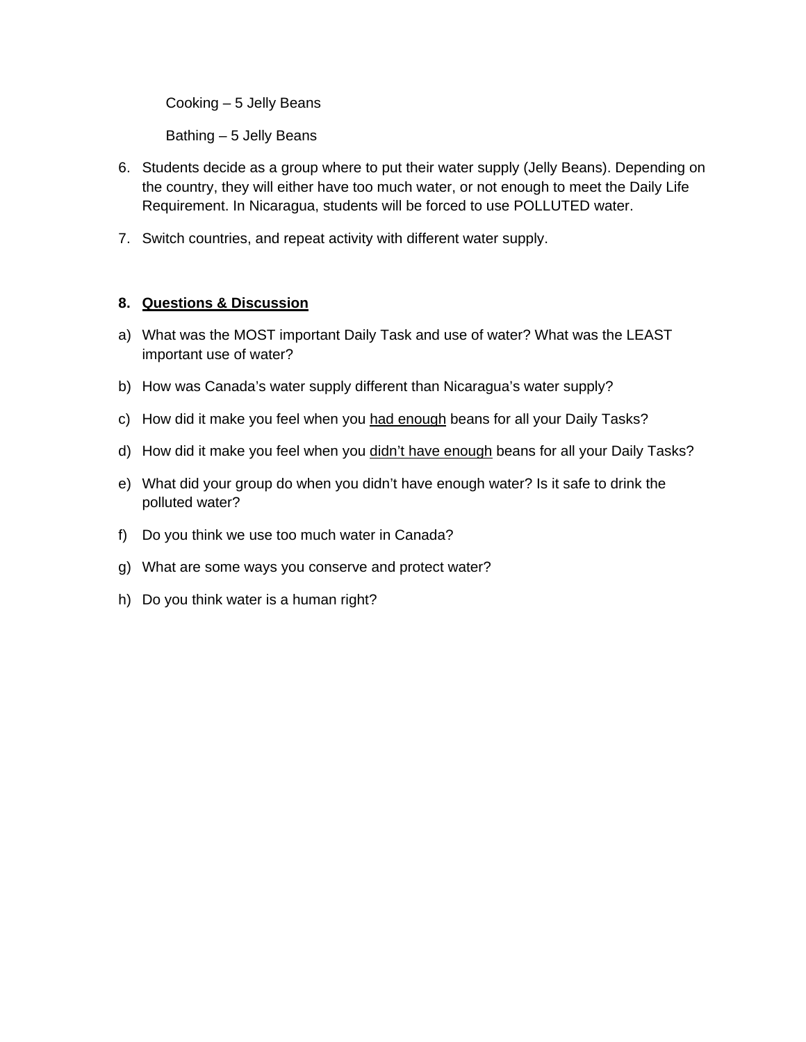Cooking – 5 Jelly Beans

Bathing – 5 Jelly Beans

6. Students decide as a group where to put their water supply (Jelly Beans). Depending on the country, they will either have too much water, or not enough to meet the Daily Life Requirement. In Nicaragua, students will be forced to use POLLUTED water.

7. Switch countries, and repeat activity with different water supply.

**8. <u>Questions & Discussion</u>**

a) What was the MOST important Daily Task and use of water? What was the LEAST important use of water?

b) How was Canada's water supply different than Nicaragua's water supply?

c) How did it make you feel when you <u>had enough</u> beans for all your Daily Tasks?

d) How did it make you feel when you <u>didn't have enough</u> beans for all your Daily Tasks?

e) What did your group do when you didn't have enough water? Is it safe to drink the polluted water?

f) Do you think we use too much water in Canada?

g) What are some ways you conserve and protect water?

h) Do you think water is a human right?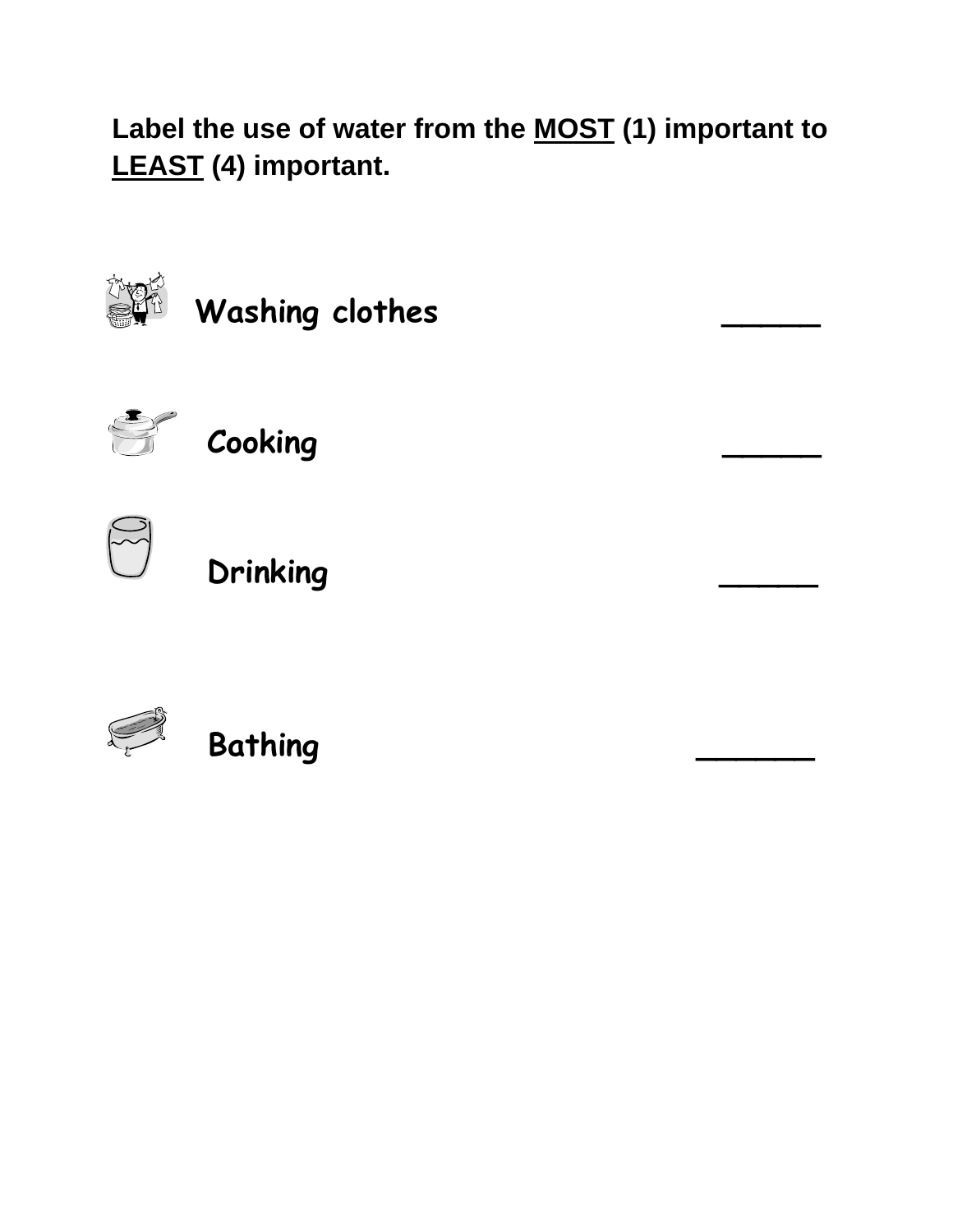**Label the use of water from the MOST (1) important to LEAST (4) important.**

Washing clothes _____

Cooking _____

Drinking _____

Bathing ______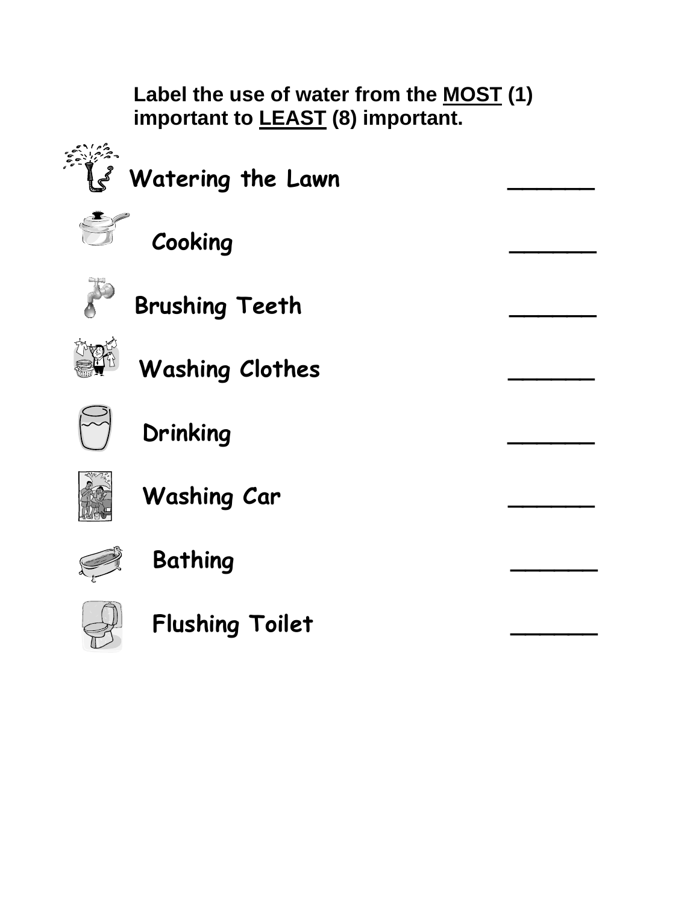**Label the use of water from the <u>MOST</u> (1) important to <u>LEAST</u> (8) important.**

**Watering the Lawn** ______

**Cooking** ______

**Brushing Teeth** ______

**Washing Clothes** ______

**Drinking** ______

**Washing Car** ______

**Bathing** ______

**Flushing Toilet** ______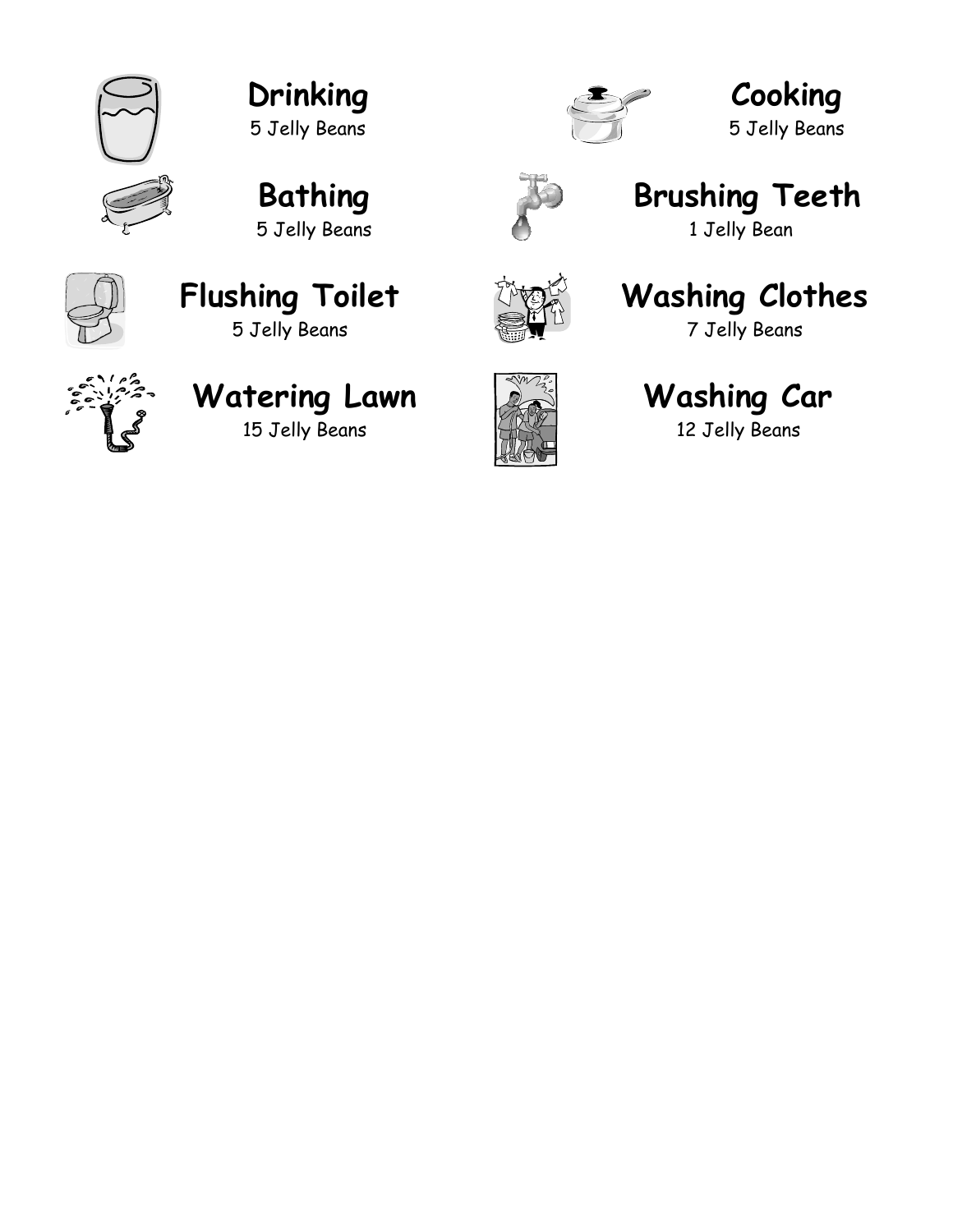**Drinking**
5 Jelly Beans

**Cooking**
5 Jelly Beans

**Bathing**
5 Jelly Beans

**Brushing Teeth**
1 Jelly Bean

**Flushing Toilet**
5 Jelly Beans

**Washing Clothes**
7 Jelly Beans

**Watering Lawn**
15 Jelly Beans

**Washing Car**
12 Jelly Beans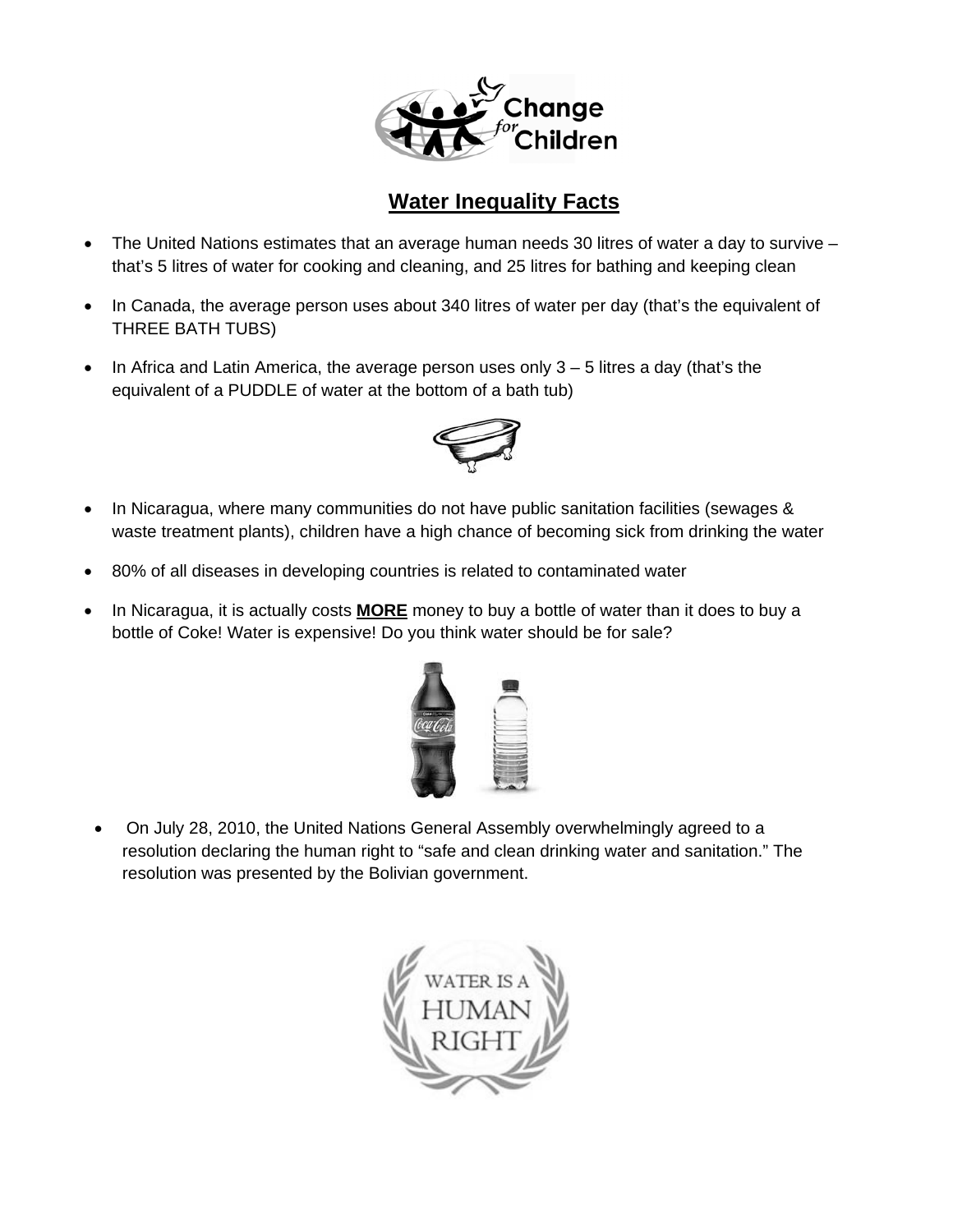Change for Children

## Water Inequality Facts

- The United Nations estimates that an average human needs 30 litres of water a day to survive – that's 5 litres of water for cooking and cleaning, and 25 litres for bathing and keeping clean
- In Canada, the average person uses about 340 litres of water per day (that's the equivalent of THREE BATH TUBS)
- In Africa and Latin America, the average person uses only 3 – 5 litres a day (that's the equivalent of a PUDDLE of water at the bottom of a bath tub)
- In Nicaragua, where many communities do not have public sanitation facilities (sewages & waste treatment plants), children have a high chance of becoming sick from drinking the water
- 80% of all diseases in developing countries is related to contaminated water
- In Nicaragua, it is actually costs **MORE** money to buy a bottle of water than it does to buy a bottle of Coke! Water is expensive! Do you think water should be for sale?
- On July 28, 2010, the United Nations General Assembly overwhelmingly agreed to a resolution declaring the human right to "safe and clean drinking water and sanitation." The resolution was presented by the Bolivian government.

WATER IS A HUMAN RIGHT